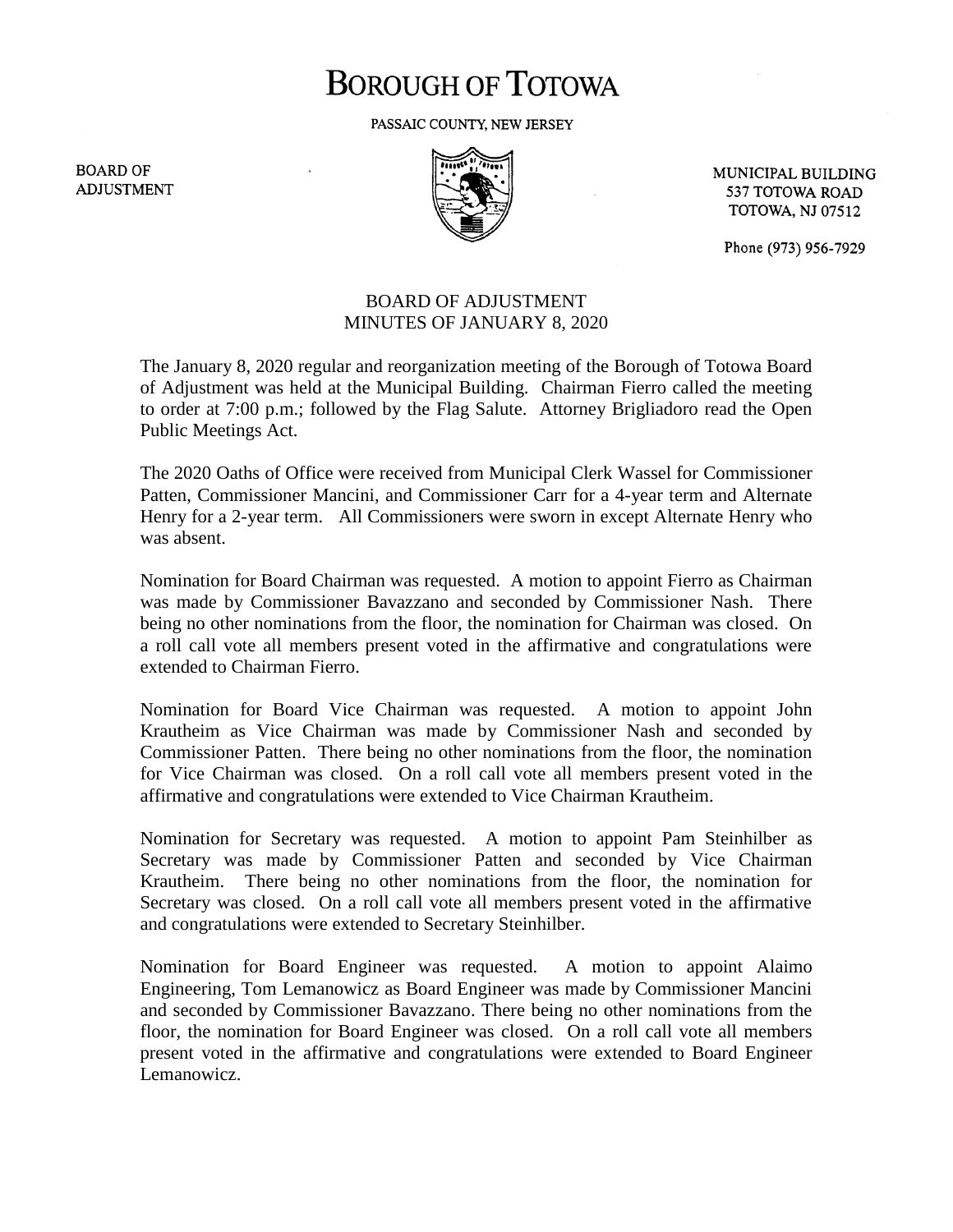# BOROUGH OF TOTOWA

PASSAIC COUNTY, NEW JERSEY

BOARD OF ADJUSTMENT

MUNICIPAL BUILDING
537 TOTOWA ROAD
TOTOWA, NJ 07512

Phone (973) 956-7929

## BOARD OF ADJUSTMENT
## MINUTES OF JANUARY 8, 2020

The January 8, 2020 regular and reorganization meeting of the Borough of Totowa Board of Adjustment was held at the Municipal Building. Chairman Fierro called the meeting to order at 7:00 p.m.; followed by the Flag Salute. Attorney Brigliadoro read the Open Public Meetings Act.

The 2020 Oaths of Office were received from Municipal Clerk Wassel for Commissioner Patten, Commissioner Mancini, and Commissioner Carr for a 4-year term and Alternate Henry for a 2-year term. All Commissioners were sworn in except Alternate Henry who was absent.

Nomination for Board Chairman was requested. A motion to appoint Fierro as Chairman was made by Commissioner Bavazzano and seconded by Commissioner Nash. There being no other nominations from the floor, the nomination for Chairman was closed. On a roll call vote all members present voted in the affirmative and congratulations were extended to Chairman Fierro.

Nomination for Board Vice Chairman was requested. A motion to appoint John Krautheim as Vice Chairman was made by Commissioner Nash and seconded by Commissioner Patten. There being no other nominations from the floor, the nomination for Vice Chairman was closed. On a roll call vote all members present voted in the affirmative and congratulations were extended to Vice Chairman Krautheim.

Nomination for Secretary was requested. A motion to appoint Pam Steinhilber as Secretary was made by Commissioner Patten and seconded by Vice Chairman Krautheim. There being no other nominations from the floor, the nomination for Secretary was closed. On a roll call vote all members present voted in the affirmative and congratulations were extended to Secretary Steinhilber.

Nomination for Board Engineer was requested. A motion to appoint Alaimo Engineering, Tom Lemanowicz as Board Engineer was made by Commissioner Mancini and seconded by Commissioner Bavazzano. There being no other nominations from the floor, the nomination for Board Engineer was closed. On a roll call vote all members present voted in the affirmative and congratulations were extended to Board Engineer Lemanowicz.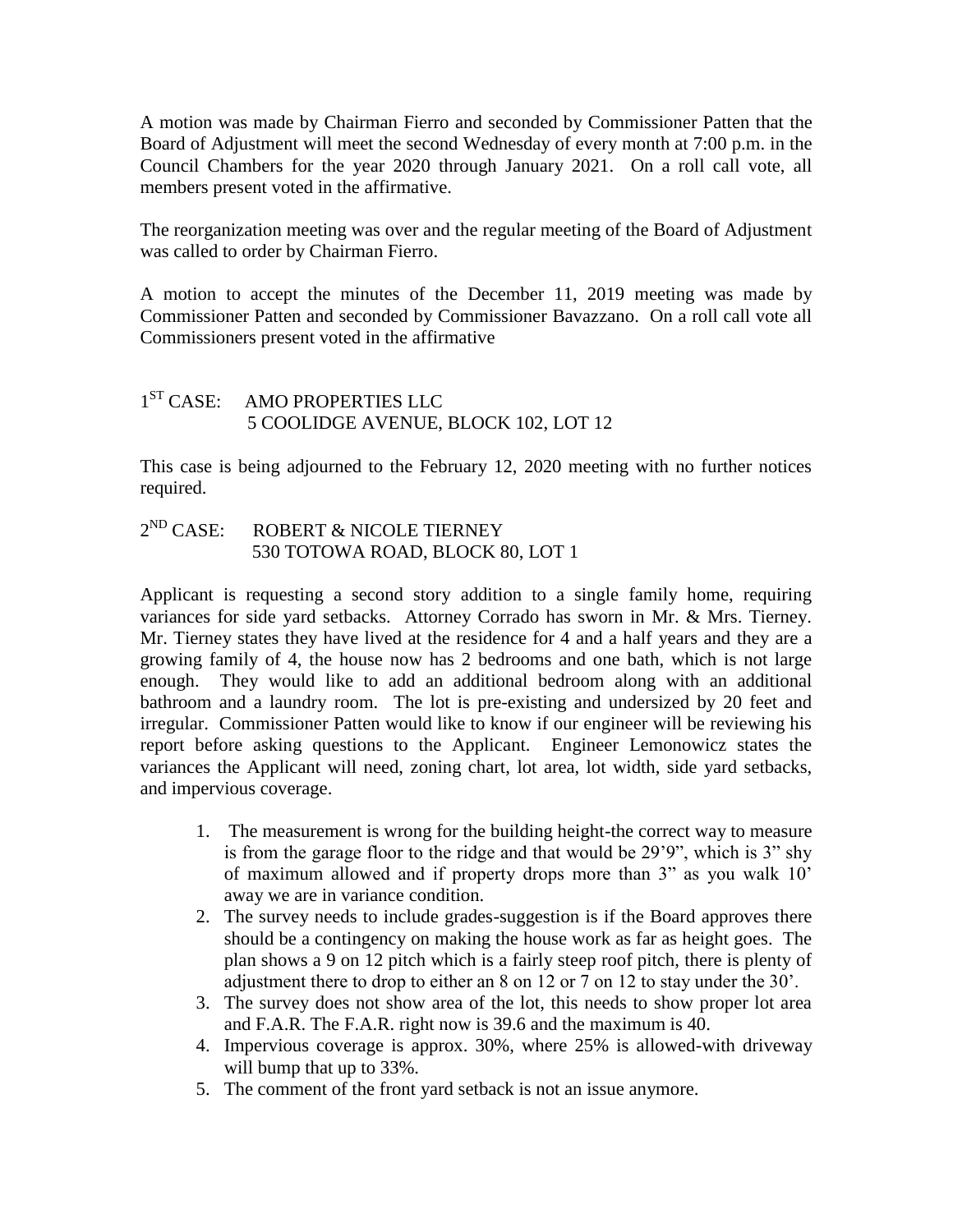A motion was made by Chairman Fierro and seconded by Commissioner Patten that the Board of Adjustment will meet the second Wednesday of every month at 7:00 p.m. in the Council Chambers for the year 2020 through January 2021. On a roll call vote, all members present voted in the affirmative.

The reorganization meeting was over and the regular meeting of the Board of Adjustment was called to order by Chairman Fierro.

A motion to accept the minutes of the December 11, 2019 meeting was made by Commissioner Patten and seconded by Commissioner Bavazzano. On a roll call vote all Commissioners present voted in the affirmative

1ST CASE: AMO PROPERTIES LLC
5 COOLIDGE AVENUE, BLOCK 102, LOT 12

This case is being adjourned to the February 12, 2020 meeting with no further notices required.

2ND CASE: ROBERT & NICOLE TIERNEY
530 TOTOWA ROAD, BLOCK 80, LOT 1

Applicant is requesting a second story addition to a single family home, requiring variances for side yard setbacks. Attorney Corrado has sworn in Mr. & Mrs. Tierney. Mr. Tierney states they have lived at the residence for 4 and a half years and they are a growing family of 4, the house now has 2 bedrooms and one bath, which is not large enough. They would like to add an additional bedroom along with an additional bathroom and a laundry room. The lot is pre-existing and undersized by 20 feet and irregular. Commissioner Patten would like to know if our engineer will be reviewing his report before asking questions to the Applicant. Engineer Lemonowicz states the variances the Applicant will need, zoning chart, lot area, lot width, side yard setbacks, and impervious coverage.

1. The measurement is wrong for the building height-the correct way to measure is from the garage floor to the ridge and that would be 29'9", which is 3" shy of maximum allowed and if property drops more than 3" as you walk 10' away we are in variance condition.
2. The survey needs to include grades-suggestion is if the Board approves there should be a contingency on making the house work as far as height goes. The plan shows a 9 on 12 pitch which is a fairly steep roof pitch, there is plenty of adjustment there to drop to either an 8 on 12 or 7 on 12 to stay under the 30'.
3. The survey does not show area of the lot, this needs to show proper lot area and F.A.R. The F.A.R. right now is 39.6 and the maximum is 40.
4. Impervious coverage is approx. 30%, where 25% is allowed-with driveway will bump that up to 33%.
5. The comment of the front yard setback is not an issue anymore.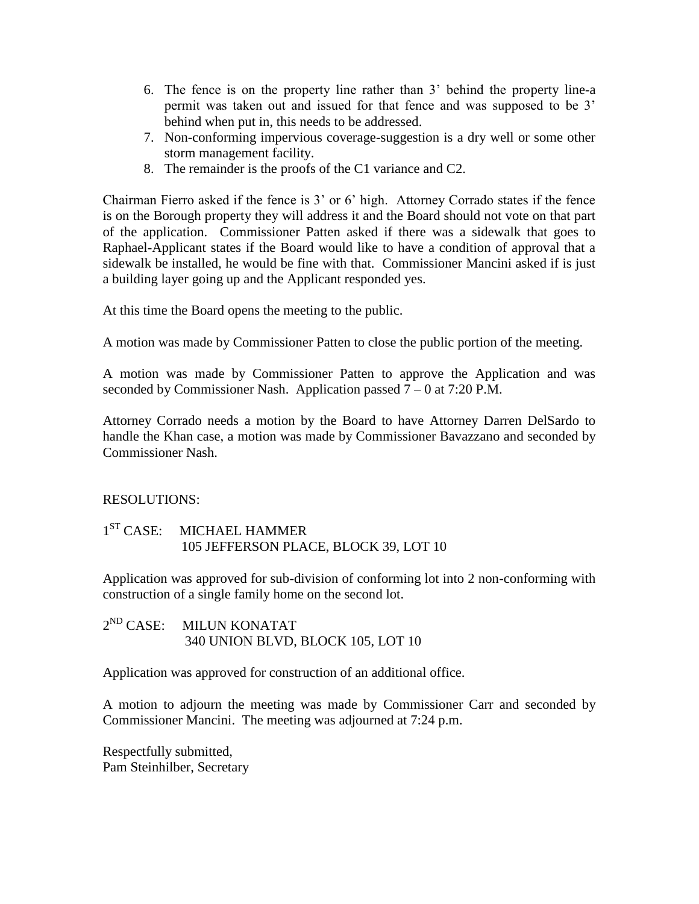6. The fence is on the property line rather than 3' behind the property line-a permit was taken out and issued for that fence and was supposed to be 3' behind when put in, this needs to be addressed.
7. Non-conforming impervious coverage-suggestion is a dry well or some other storm management facility.
8. The remainder is the proofs of the C1 variance and C2.

Chairman Fierro asked if the fence is 3' or 6' high. Attorney Corrado states if the fence is on the Borough property they will address it and the Board should not vote on that part of the application. Commissioner Patten asked if there was a sidewalk that goes to Raphael-Applicant states if the Board would like to have a condition of approval that a sidewalk be installed, he would be fine with that. Commissioner Mancini asked if is just a building layer going up and the Applicant responded yes.

At this time the Board opens the meeting to the public.

A motion was made by Commissioner Patten to close the public portion of the meeting.

A motion was made by Commissioner Patten to approve the Application and was seconded by Commissioner Nash. Application passed 7 – 0 at 7:20 P.M.

Attorney Corrado needs a motion by the Board to have Attorney Darren DelSardo to handle the Khan case, a motion was made by Commissioner Bavazzano and seconded by Commissioner Nash.

RESOLUTIONS:

1ST CASE: MICHAEL HAMMER
105 JEFFERSON PLACE, BLOCK 39, LOT 10

Application was approved for sub-division of conforming lot into 2 non-conforming with construction of a single family home on the second lot.

2ND CASE: MILUN KONATAT
340 UNION BLVD, BLOCK 105, LOT 10

Application was approved for construction of an additional office.

A motion to adjourn the meeting was made by Commissioner Carr and seconded by Commissioner Mancini. The meeting was adjourned at 7:24 p.m.

Respectfully submitted,
Pam Steinhilber, Secretary